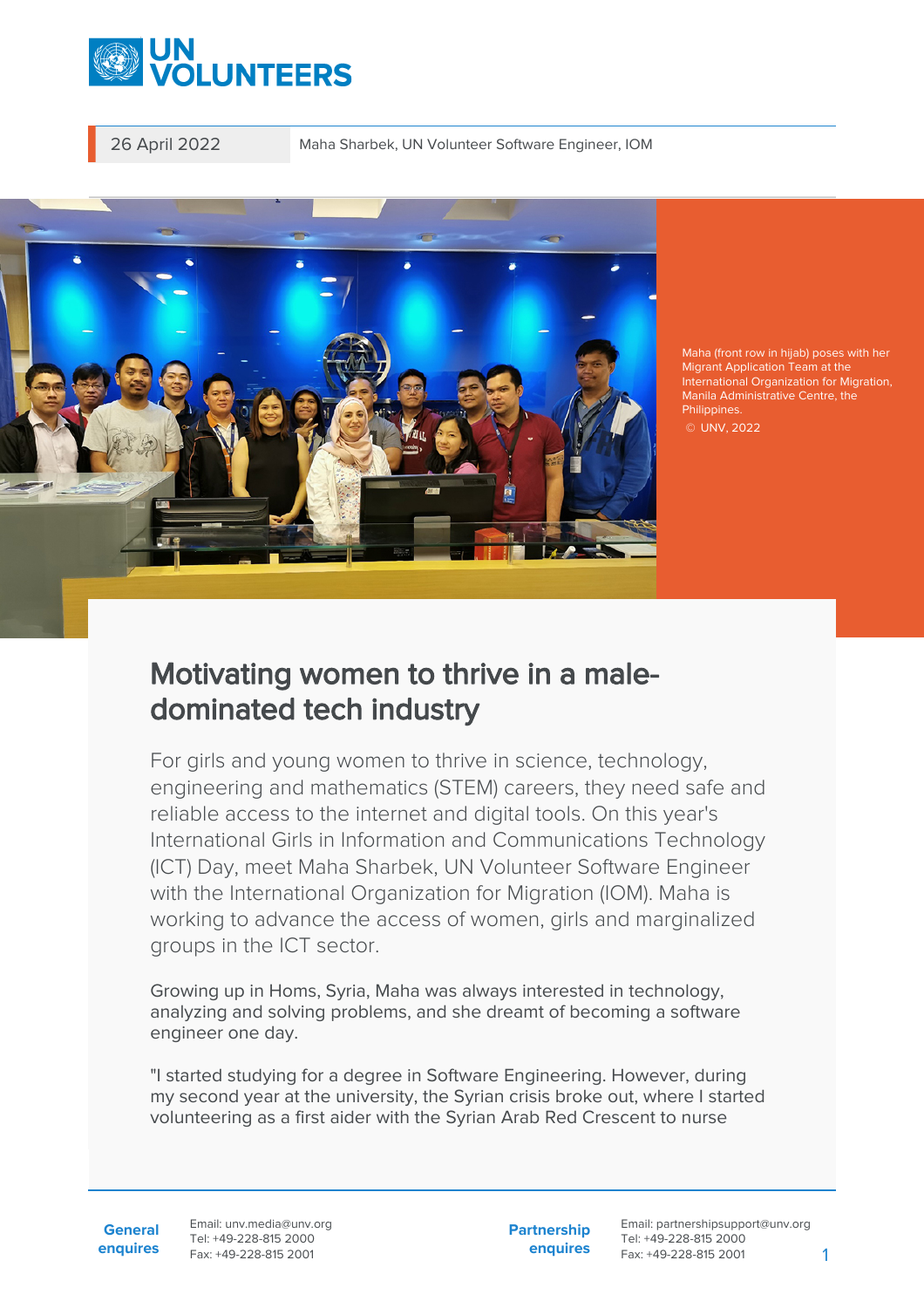26 April 2022 — Maha Sharbek, UN Volunteer Software Engineer, IOM

Maha (front row in hijab) poses with her Migrant Application Team at the International Organization for Migration, Manila Administrative Centre, the Philippines.
© UNV, 2022

# Motivating women to thrive in a male-dominated tech industry

For girls and young women to thrive in science, technology, engineering and mathematics (STEM) careers, they need safe and reliable access to the internet and digital tools. On this year's International Girls in Information and Communications Technology (ICT) Day, meet Maha Sharbek, UN Volunteer Software Engineer with the International Organization for Migration (IOM). Maha is working to advance the access of women, girls and marginalized groups in the ICT sector.

Growing up in Homs, Syria, Maha was always interested in technology, analyzing and solving problems, and she dreamt of becoming a software engineer one day.

"I started studying for a degree in Software Engineering. However, during my second year at the university, the Syrian crisis broke out, where I started volunteering as a first aider with the Syrian Arab Red Crescent to nurse

**General enquiries**
Email: unv.media@unv.org
Tel: +49-228-815 2000
Fax: +49-228-815 2001

**Partnership enquires**
Email: partnershipsupport@unv.org
Tel: +49-228-815 2000
Fax: +49-228-815 2001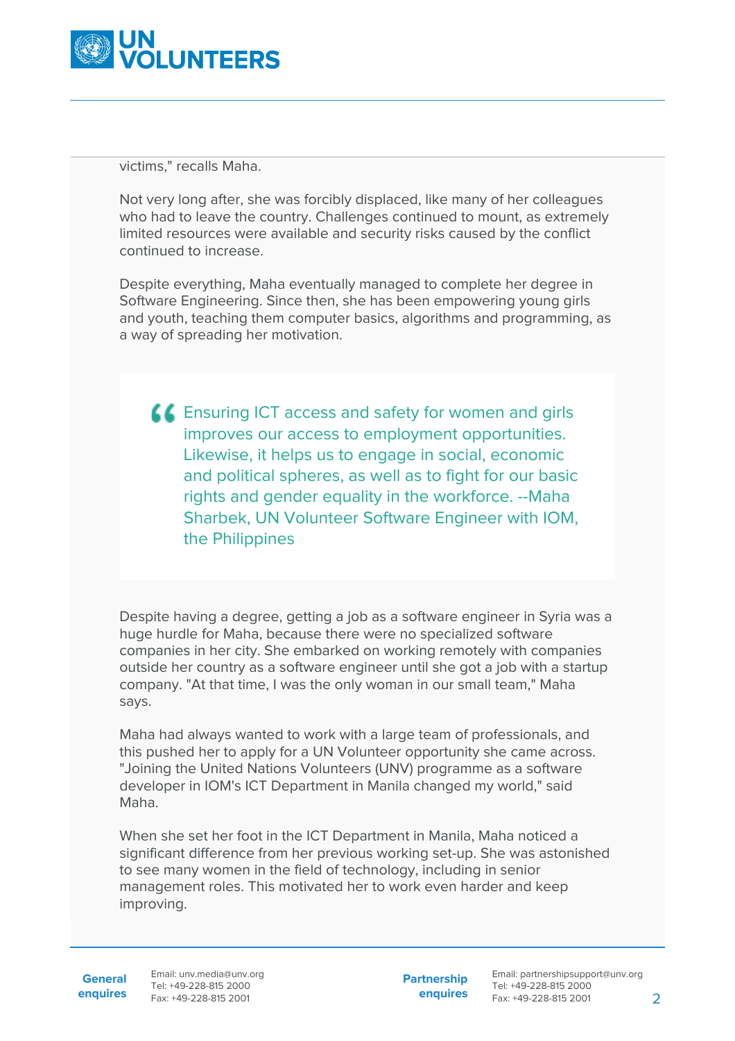victims," recalls Maha.

Not very long after, she was forcibly displaced, like many of her colleagues who had to leave the country. Challenges continued to mount, as extremely limited resources were available and security risks caused by the conflict continued to increase.

Despite everything, Maha eventually managed to complete her degree in Software Engineering. Since then, she has been empowering young girls and youth, teaching them computer basics, algorithms and programming, as a way of spreading her motivation.

> Ensuring ICT access and safety for women and girls improves our access to employment opportunities. Likewise, it helps us to engage in social, economic and political spheres, as well as to fight for our basic rights and gender equality in the workforce. --Maha Sharbek, UN Volunteer Software Engineer with IOM, the Philippines

Despite having a degree, getting a job as a software engineer in Syria was a huge hurdle for Maha, because there were no specialized software companies in her city. She embarked on working remotely with companies outside her country as a software engineer until she got a job with a startup company. "At that time, I was the only woman in our small team," Maha says.

Maha had always wanted to work with a large team of professionals, and this pushed her to apply for a UN Volunteer opportunity she came across. "Joining the United Nations Volunteers (UNV) programme as a software developer in IOM's ICT Department in Manila changed my world," said Maha.

When she set her foot in the ICT Department in Manila, Maha noticed a significant difference from her previous working set-up. She was astonished to see many women in the field of technology, including in senior management roles. This motivated her to work even harder and keep improving.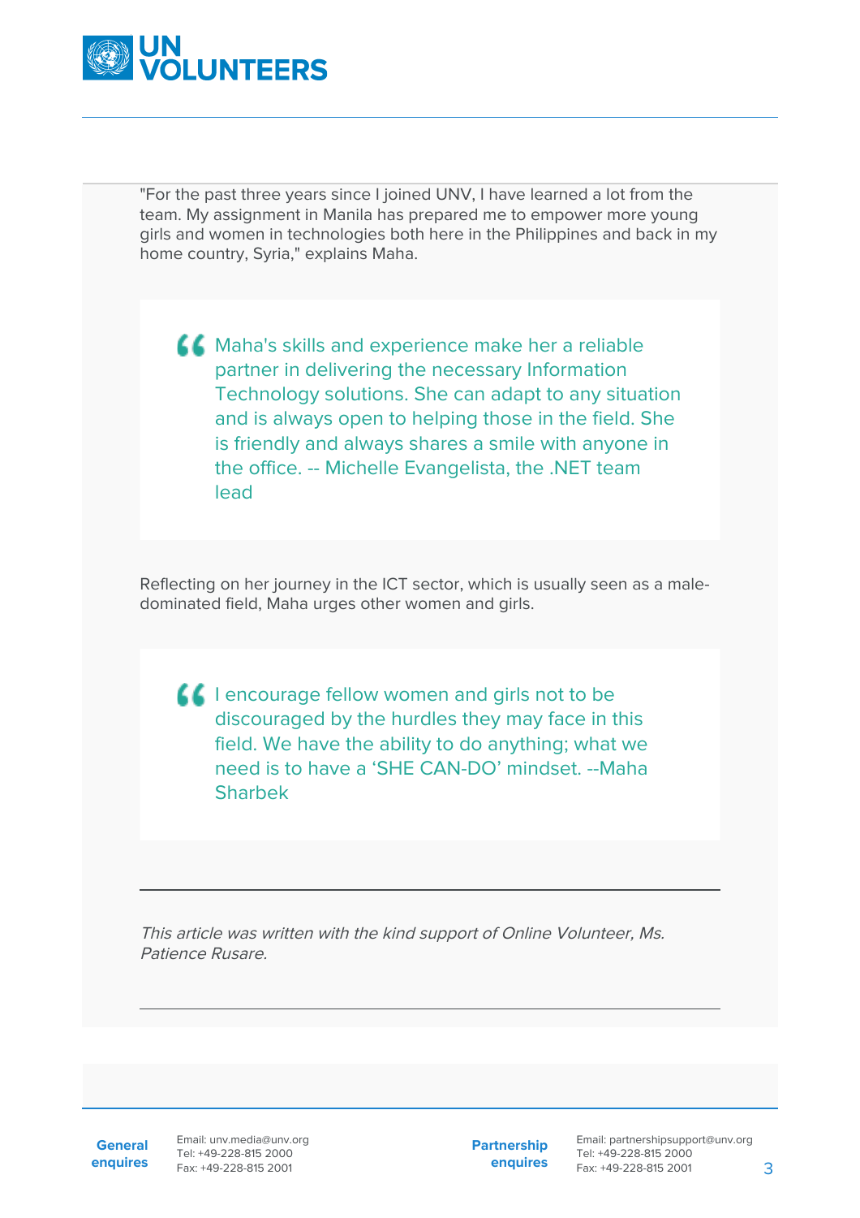"For the past three years since I joined UNV, I have learned a lot from the team. My assignment in Manila has prepared me to empower more young girls and women in technologies both here in the Philippines and back in my home country, Syria," explains Maha.

> Maha's skills and experience make her a reliable partner in delivering the necessary Information Technology solutions. She can adapt to any situation and is always open to helping those in the field. She is friendly and always shares a smile with anyone in the office. -- Michelle Evangelista, the .NET team lead

Reflecting on her journey in the ICT sector, which is usually seen as a male-dominated field, Maha urges other women and girls.

> I encourage fellow women and girls not to be discouraged by the hurdles they may face in this field. We have the ability to do anything; what we need is to have a 'SHE CAN-DO' mindset. --Maha Sharbek

---

*This article was written with the kind support of Online Volunteer, Ms. Patience Rusare.*

---

**General enquires** Email: unv.media@unv.org Tel: +49-228-815 2000 Fax: +49-228-815 2001

**Partnership enquires** Email: partnershipsupport@unv.org Tel: +49-228-815 2000 Fax: +49-228-815 2001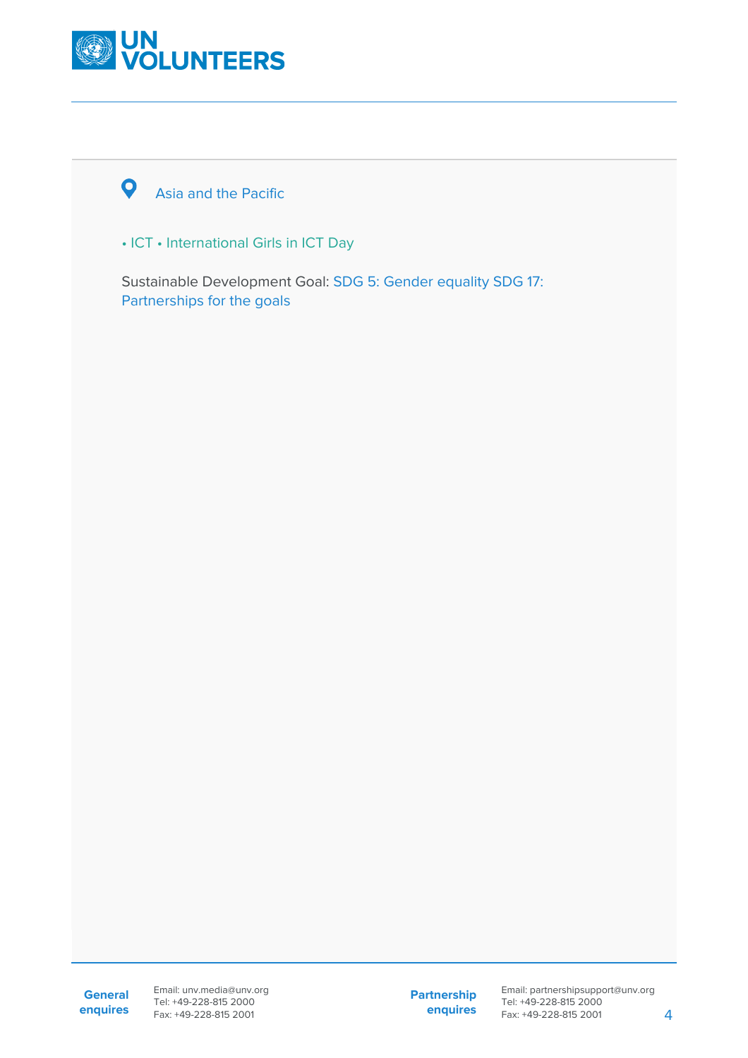Asia and the Pacific

• ICT • International Girls in ICT Day

Sustainable Development Goal: SDG 5: Gender equality SDG 17: Partnerships for the goals